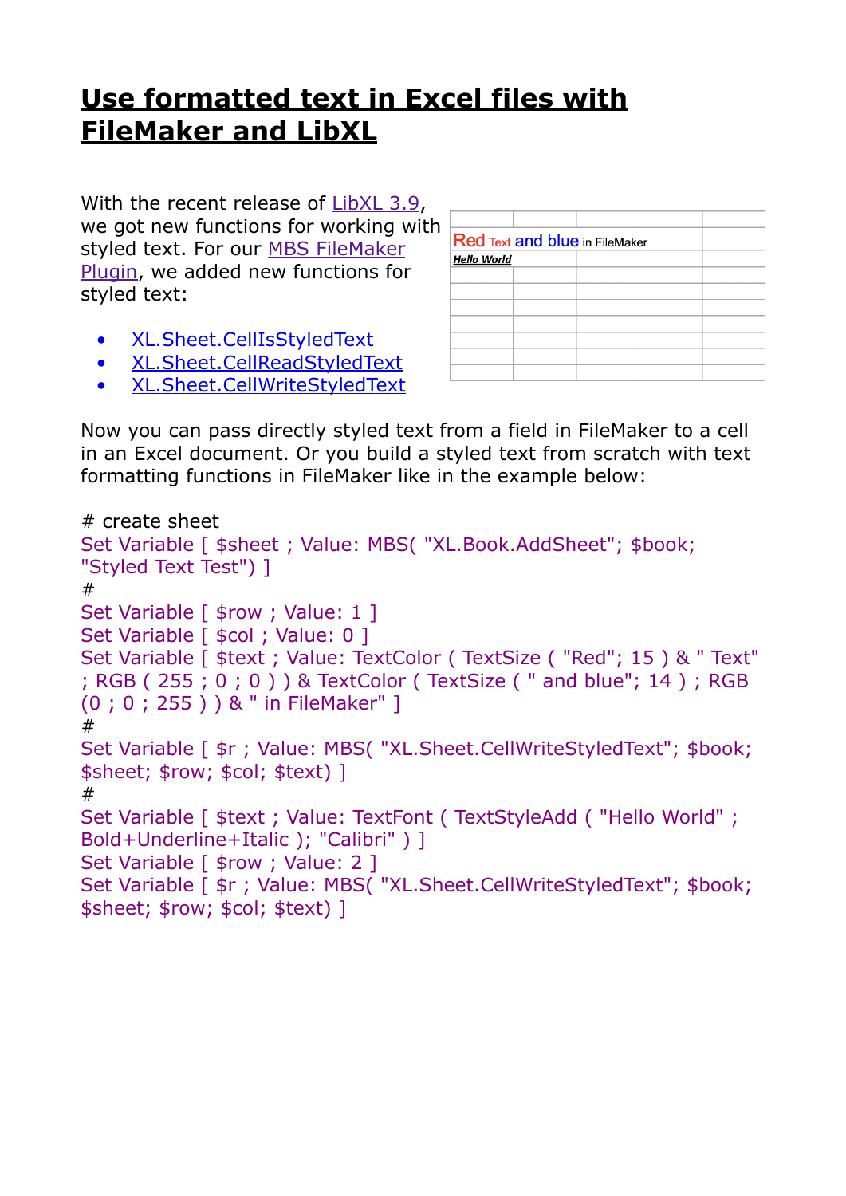# Use formatted text in Excel files with FileMaker and LibXL

With the recent release of LibXL 3.9, we got new functions for working with styled text. For our MBS FileMaker Plugin, we added new functions for styled text:

- XL.Sheet.CellIsStyledText
- XL.Sheet.CellReadStyledText
- XL.Sheet.CellWriteStyledText

Now you can pass directly styled text from a field in FileMaker to a cell in an Excel document. Or you build a styled text from scratch with text formatting functions in FileMaker like in the example below:

```
# create sheet
Set Variable [ $sheet ; Value: MBS( "XL.Book.AddSheet"; $book; "Styled Text Test") ]
#
Set Variable [ $row ; Value: 1 ]
Set Variable [ $col ; Value: 0 ]
Set Variable [ $text ; Value: TextColor ( TextSize ( "Red"; 15 ) & " Text" ; RGB ( 255 ; 0 ; 0 ) ) & TextColor ( TextSize ( " and blue"; 14 ) ; RGB (0 ; 0 ; 255 ) ) & " in FileMaker" ]
#
Set Variable [ $r ; Value: MBS( "XL.Sheet.CellWriteStyledText"; $book; $sheet; $row; $col; $text) ]
#
Set Variable [ $text ; Value: TextFont ( TextStyleAdd ( "Hello World" ; Bold+Underline+Italic ); "Calibri" ) ]
Set Variable [ $row ; Value: 2 ]
Set Variable [ $r ; Value: MBS( "XL.Sheet.CellWriteStyledText"; $book; $sheet; $row; $col; $text) ]
```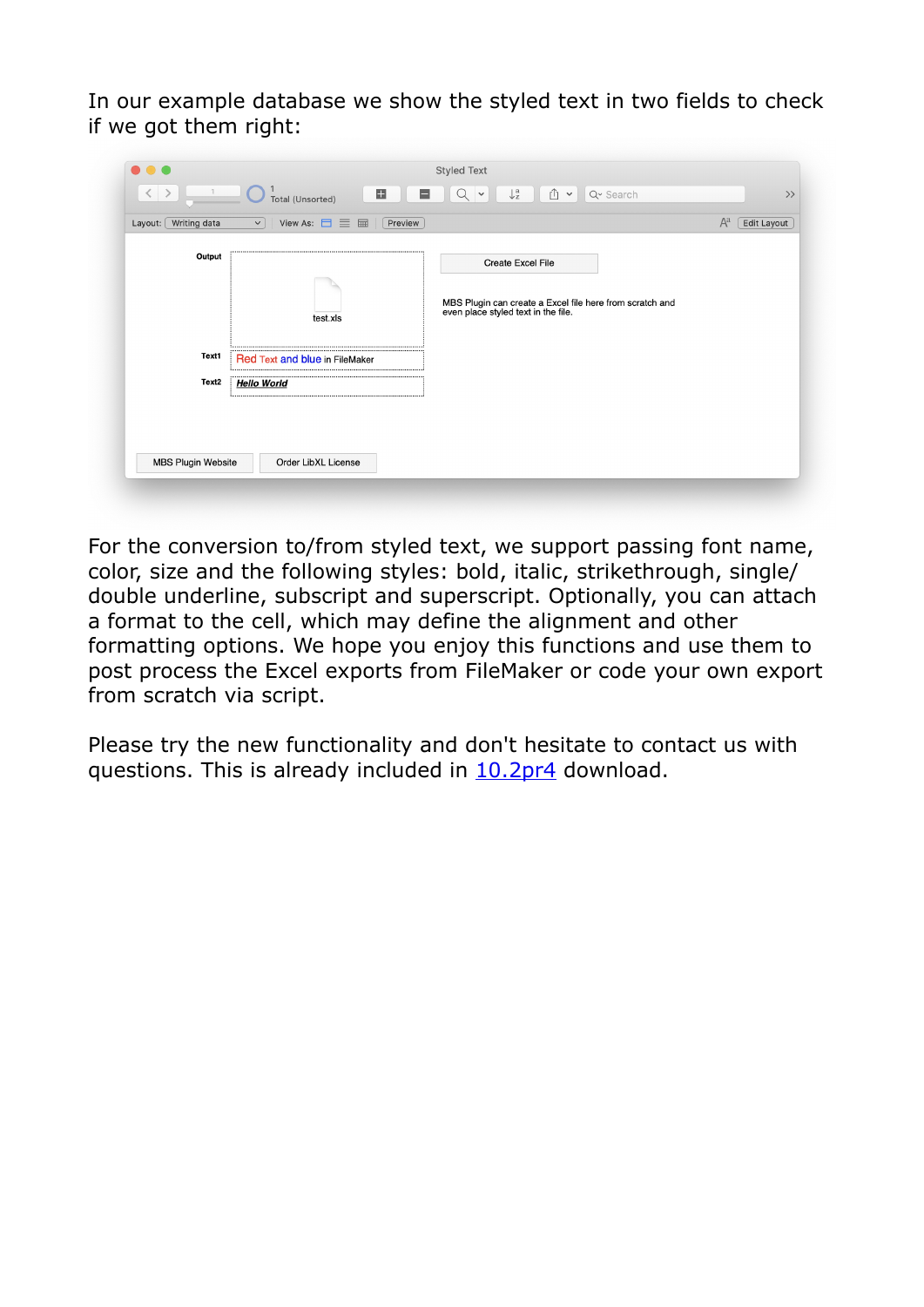In our example database we show the styled text in two fields to check if we got them right:

For the conversion to/from styled text, we support passing font name, color, size and the following styles: bold, italic, strikethrough, single/double underline, subscript and superscript. Optionally, you can attach a format to the cell, which may define the alignment and other formatting options. We hope you enjoy this functions and use them to post process the Excel exports from FileMaker or code your own export from scratch via script.

Please try the new functionality and don't hesitate to contact us with questions. This is already included in [10.2pr4](10.2pr4) download.